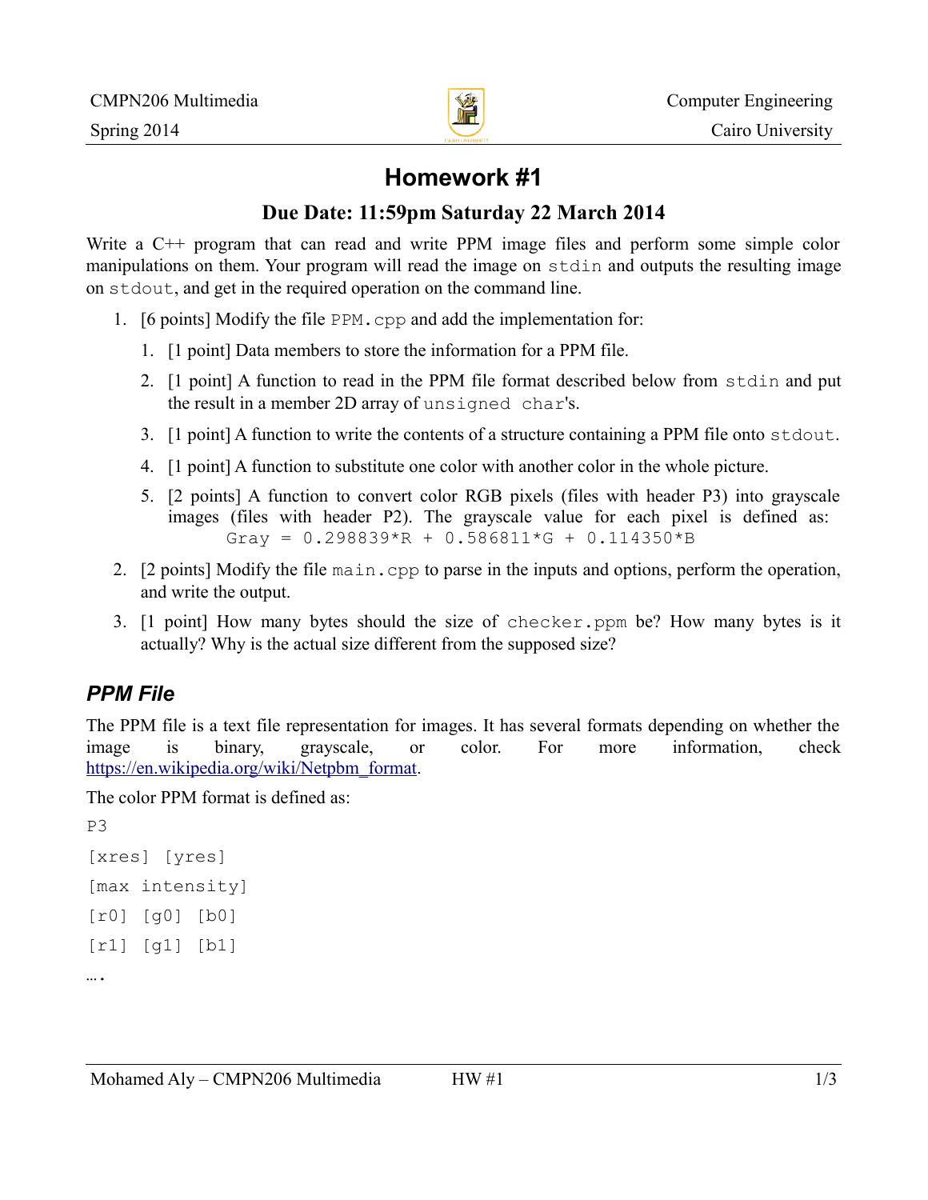CMPN206 Multimedia — Computer Engineering
Spring 2014 — Cairo University

# Homework #1

## Due Date: 11:59pm Saturday 22 March 2014

Write a C++ program that can read and write PPM image files and perform some simple color manipulations on them. Your program will read the image on `stdin` and outputs the resulting image on `stdout`, and get in the required operation on the command line.

1. [6 points] Modify the file `PPM.cpp` and add the implementation for:
    1. [1 point] Data members to store the information for a PPM file.
    2. [1 point] A function to read in the PPM file format described below from `stdin` and put the result in a member 2D array of `unsigned char`'s.
    3. [1 point] A function to write the contents of a structure containing a PPM file onto `stdout`.
    4. [1 point] A function to substitute one color with another color in the whole picture.
    5. [2 points] A function to convert color RGB pixels (files with header P3) into grayscale images (files with header P2). The grayscale value for each pixel is defined as:
       `Gray = 0.298839*R + 0.586811*G + 0.114350*B`
2. [2 points] Modify the file `main.cpp` to parse in the inputs and options, perform the operation, and write the output.
3. [1 point] How many bytes should the size of `checker.ppm` be? How many bytes is it actually? Why is the actual size different from the supposed size?

## *PPM File*

The PPM file is a text file representation for images. It has several formats depending on whether the image is binary, grayscale, or color. For more information, check https://en.wikipedia.org/wiki/Netpbm_format.

The color PPM format is defined as:

```
P3
[xres] [yres]
[max intensity]
[r0] [g0] [b0]
[r1] [g1] [b1]
….
```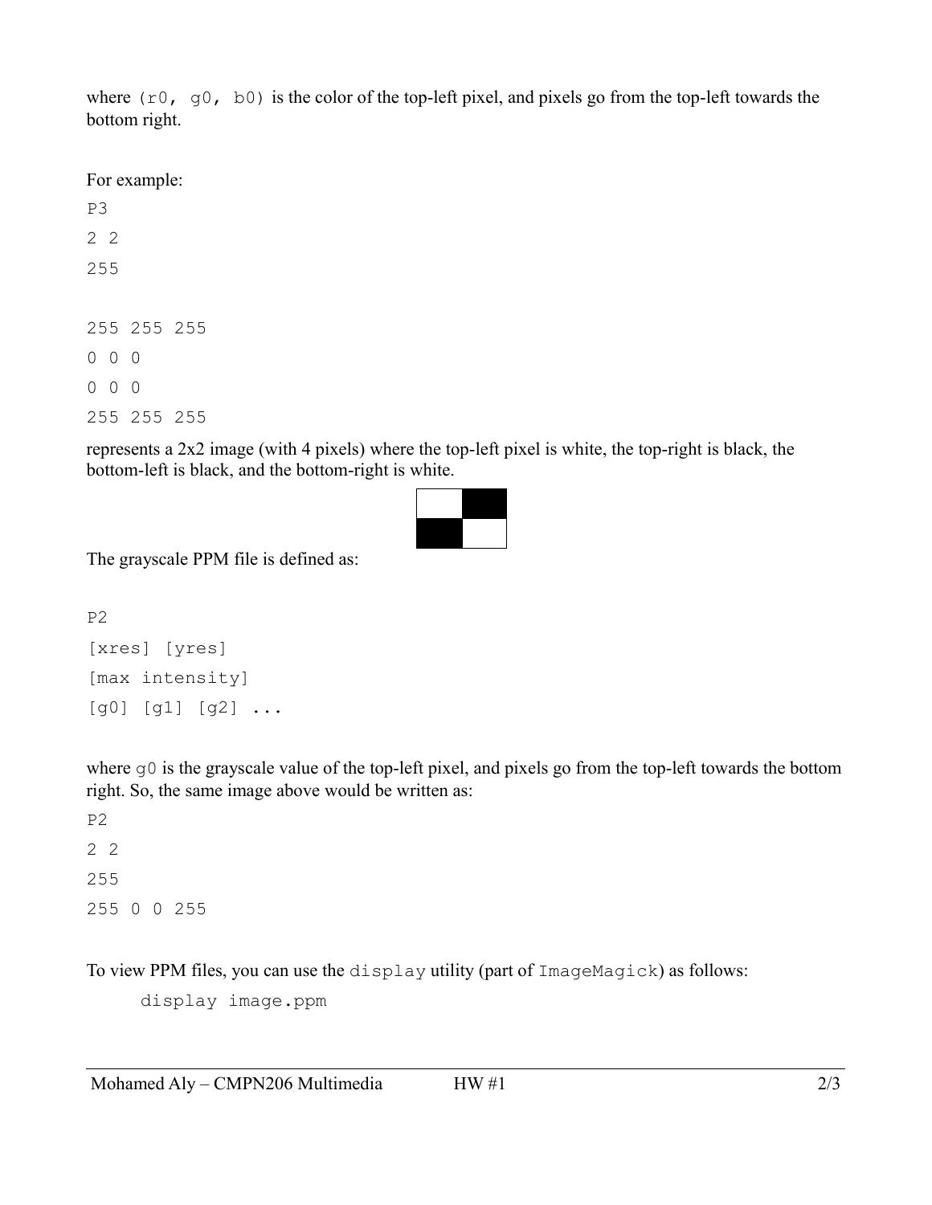where `(r0, g0, b0)` is the color of the top-left pixel, and pixels go from the top-left towards the bottom right.

For example:

```
P3
2 2
255

255 255 255
0 0 0
0 0 0
255 255 255
```

represents a 2x2 image (with 4 pixels) where the top-left pixel is white, the top-right is black, the bottom-left is black, and the bottom-right is white.

The grayscale PPM file is defined as:

```
P2
[xres] [yres]
[max intensity]
[g0] [g1] [g2] ...
```

where `g0` is the grayscale value of the top-left pixel, and pixels go from the top-left towards the bottom right. So, the same image above would be written as:

```
P2
2 2
255
255 0 0 255
```

To view PPM files, you can use the `display` utility (part of `ImageMagick`) as follows:

```
display image.ppm
```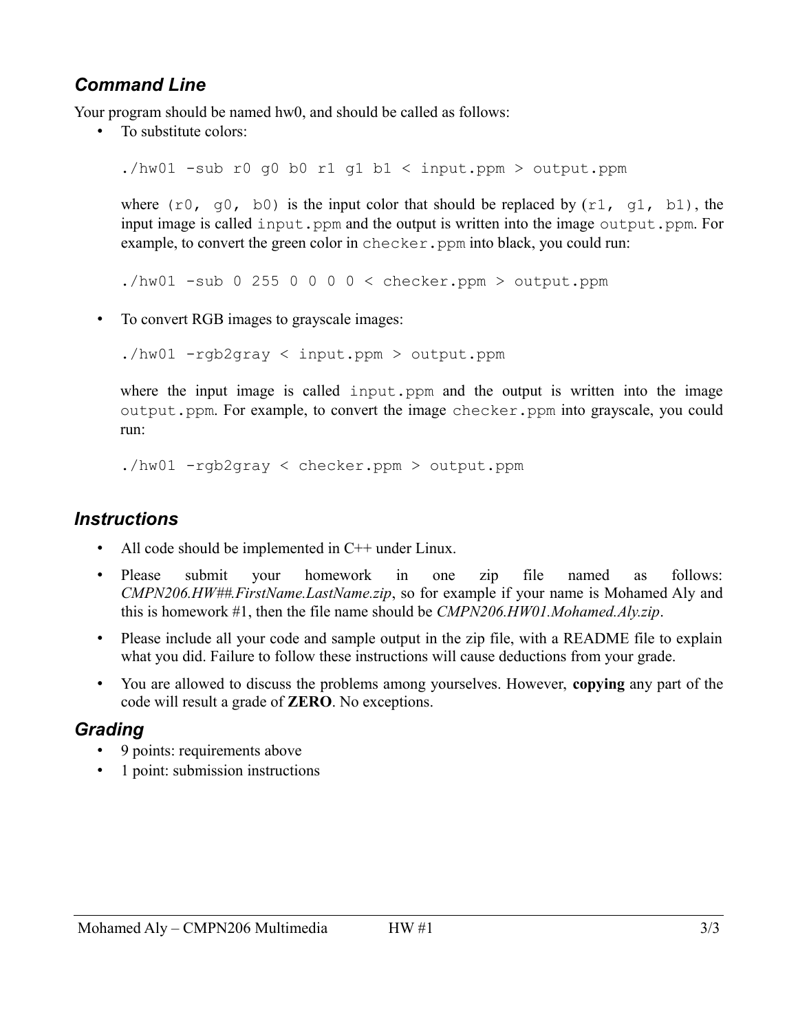### *Command Line*

Your program should be named hw0, and should be called as follows:

- To substitute colors:

  ```
  ./hw01 -sub r0 g0 b0 r1 g1 b1 < input.ppm > output.ppm
  ```

  where `(r0, g0, b0)` is the input color that should be replaced by `(r1, g1, b1)`, the input image is called `input.ppm` and the output is written into the image `output.ppm`. For example, to convert the green color in `checker.ppm` into black, you could run:

  ```
  ./hw01 -sub 0 255 0 0 0 0 < checker.ppm > output.ppm
  ```

- To convert RGB images to grayscale images:

  ```
  ./hw01 -rgb2gray < input.ppm > output.ppm
  ```

  where the input image is called `input.ppm` and the output is written into the image `output.ppm`. For example, to convert the image `checker.ppm` into grayscale, you could run:

  ```
  ./hw01 -rgb2gray < checker.ppm > output.ppm
  ```

### *Instructions*

- All code should be implemented in C++ under Linux.
- Please submit your homework in one zip file named as follows: *CMPN206.HW##.FirstName.LastName.zip*, so for example if your name is Mohamed Aly and this is homework #1, then the file name should be *CMPN206.HW01.Mohamed.Aly.zip*.
- Please include all your code and sample output in the zip file, with a README file to explain what you did. Failure to follow these instructions will cause deductions from your grade.
- You are allowed to discuss the problems among yourselves. However, **copying** any part of the code will result a grade of **ZERO**. No exceptions.

### *Grading*

- 9 points: requirements above
- 1 point: submission instructions